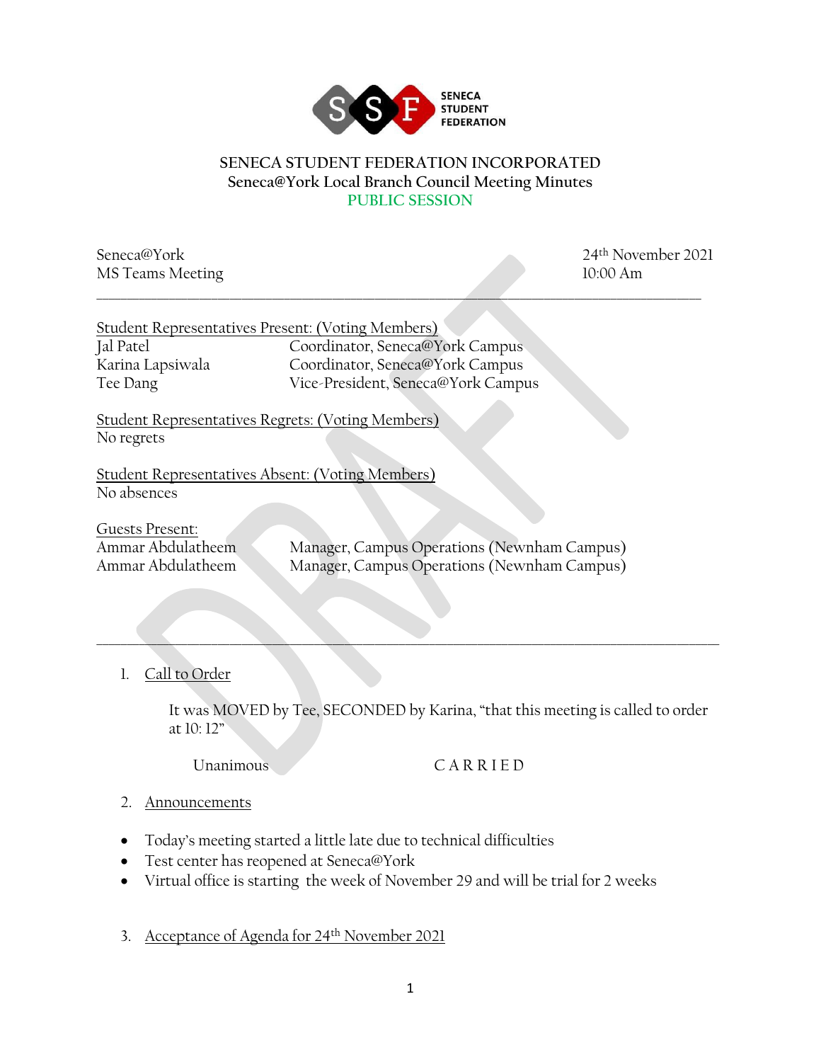SENECA STUDENT FEDERATION

# SENECA STUDENT FEDERATION INCORPORATED

## Seneca@York Local Branch Council Meeting Minutes

### PUBLIC SESSION

Seneca@York
MS Teams Meeting

24th November 2021
10:00 Am

---

Student Representatives Present: (Voting Members)

| | |
|---|---|
| Jal Patel | Coordinator, Seneca@York Campus |
| Karina Lapsiwala | Coordinator, Seneca@York Campus |
| Tee Dang | Vice-President, Seneca@York Campus |

Student Representatives Regrets: (Voting Members)
No regrets

Student Representatives Absent: (Voting Members)
No absences

Guests Present:

| | |
|---|---|
| Ammar Abdulatheem | Manager, Campus Operations (Newnham Campus) |
| Ammar Abdulatheem | Manager, Campus Operations (Newnham Campus) |

---

1. Call to Order

   It was MOVED by Tee, SECONDED by Karina, "that this meeting is called to order at 10: 12"

   Unanimous CARRIED

2. Announcements

- Today's meeting started a little late due to technical difficulties
- Test center has reopened at Seneca@York
- Virtual office is starting the week of November 29 and will be trial for 2 weeks

3. Acceptance of Agenda for 24th November 2021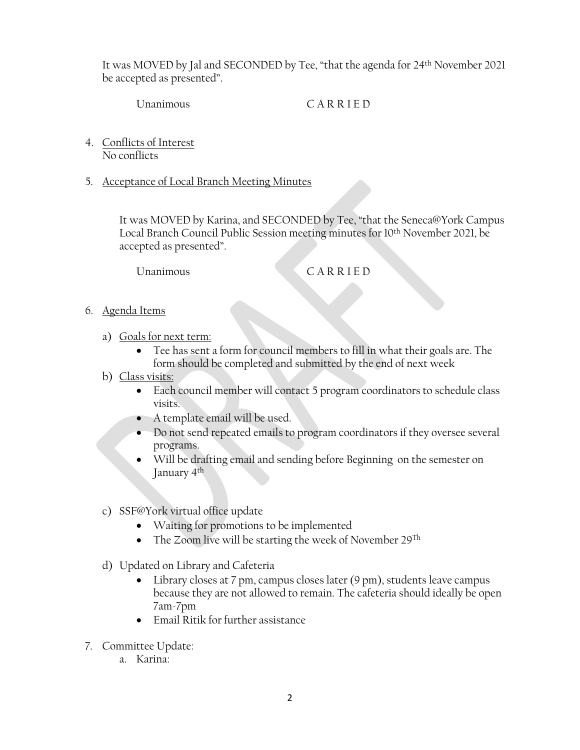It was MOVED by Jal and SECONDED by Tee, "that the agenda for 24th November 2021 be accepted as presented".

Unanimous CARRIED

4. Conflicts of Interest
   No conflicts

5. Acceptance of Local Branch Meeting Minutes

   It was MOVED by Karina, and SECONDED by Tee, "that the Seneca@York Campus Local Branch Council Public Session meeting minutes for 10th November 2021, be accepted as presented".

   Unanimous CARRIED

6. Agenda Items

   a) Goals for next term:
      - Tee has sent a form for council members to fill in what their goals are. The form should be completed and submitted by the end of next week

   b) Class visits:
      - Each council member will contact 5 program coordinators to schedule class visits.
      - A template email will be used.
      - Do not send repeated emails to program coordinators if they oversee several programs.
      - Will be drafting email and sending before Beginning on the semester on January 4th

   c) SSF@York virtual office update
      - Waiting for promotions to be implemented
      - The Zoom live will be starting the week of November 29Th

   d) Updated on Library and Cafeteria
      - Library closes at 7 pm, campus closes later (9 pm), students leave campus because they are not allowed to remain. The cafeteria should ideally be open 7am-7pm
      - Email Ritik for further assistance

7. Committee Update:
   a. Karina: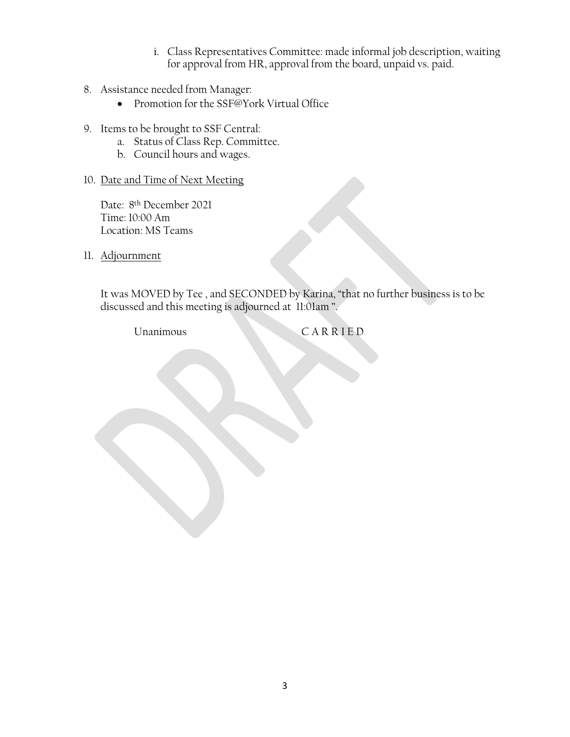i. Class Representatives Committee: made informal job description, waiting for approval from HR, approval from the board, unpaid vs. paid.

8. Assistance needed from Manager:
   - Promotion for the SSF@York Virtual Office

9. Items to be brought to SSF Central:
   a. Status of Class Rep. Committee.
   b. Council hours and wages.

10. Date and Time of Next Meeting

    Date: 8th December 2021
    Time: 10:00 Am
    Location: MS Teams

11. Adjournment

    It was MOVED by Tee , and SECONDED by Karina, "that no further business is to be discussed and this meeting is adjourned at 11:01am ".

    Unanimous CARRIED